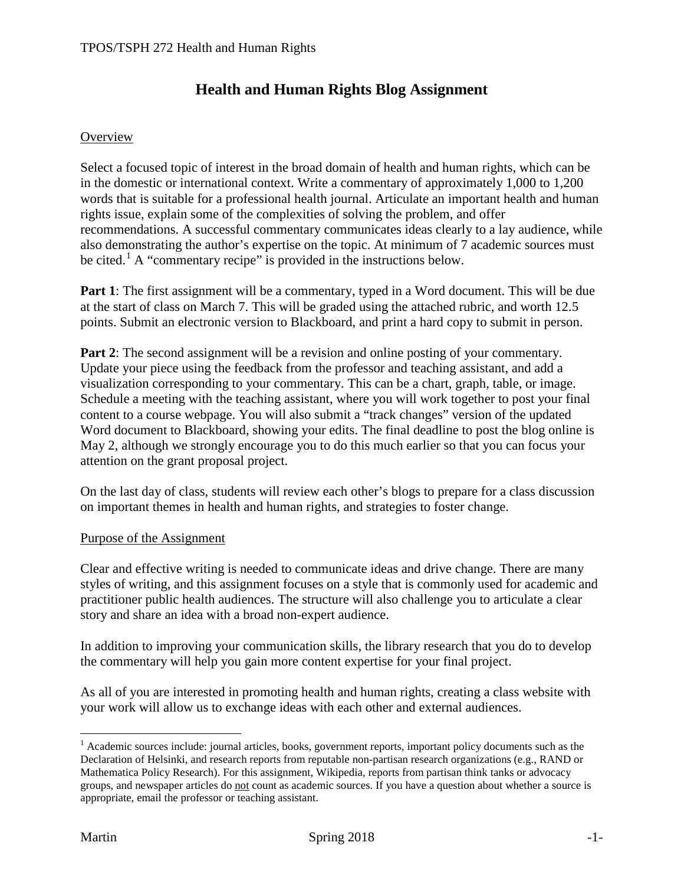# Health and Human Rights Blog Assignment

## Overview

Select a focused topic of interest in the broad domain of health and human rights, which can be in the domestic or international context. Write a commentary of approximately 1,000 to 1,200 words that is suitable for a professional health journal. Articulate an important health and human rights issue, explain some of the complexities of solving the problem, and offer recommendations. A successful commentary communicates ideas clearly to a lay audience, while also demonstrating the author's expertise on the topic. At minimum of 7 academic sources must be cited.[1] A "commentary recipe" is provided in the instructions below.

**Part 1**: The first assignment will be a commentary, typed in a Word document. This will be due at the start of class on March 7. This will be graded using the attached rubric, and worth 12.5 points. Submit an electronic version to Blackboard, and print a hard copy to submit in person.

**Part 2**: The second assignment will be a revision and online posting of your commentary. Update your piece using the feedback from the professor and teaching assistant, and add a visualization corresponding to your commentary. This can be a chart, graph, table, or image. Schedule a meeting with the teaching assistant, where you will work together to post your final content to a course webpage. You will also submit a "track changes" version of the updated Word document to Blackboard, showing your edits. The final deadline to post the blog online is May 2, although we strongly encourage you to do this much earlier so that you can focus your attention on the grant proposal project.

On the last day of class, students will review each other's blogs to prepare for a class discussion on important themes in health and human rights, and strategies to foster change.

## Purpose of the Assignment

Clear and effective writing is needed to communicate ideas and drive change. There are many styles of writing, and this assignment focuses on a style that is commonly used for academic and practitioner public health audiences. The structure will also challenge you to articulate a clear story and share an idea with a broad non-expert audience.

In addition to improving your communication skills, the library research that you do to develop the commentary will help you gain more content expertise for your final project.

As all of you are interested in promoting health and human rights, creating a class website with your work will allow us to exchange ideas with each other and external audiences.

---

[1] Academic sources include: journal articles, books, government reports, important policy documents such as the Declaration of Helsinki, and research reports from reputable non-partisan research organizations (e.g., RAND or Mathematica Policy Research). For this assignment, Wikipedia, reports from partisan think tanks or advocacy groups, and newspaper articles do not count as academic sources. If you have a question about whether a source is appropriate, email the professor or teaching assistant.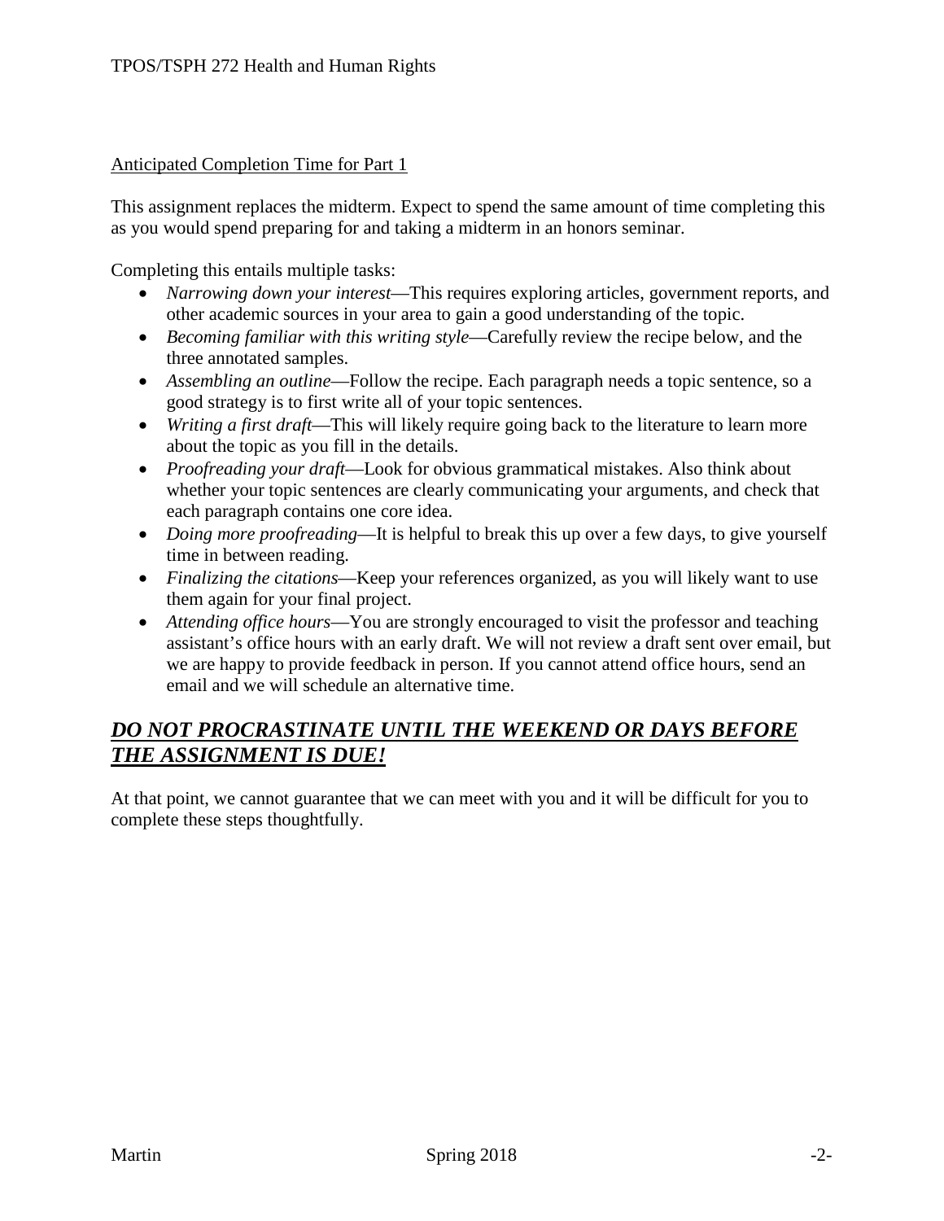Anticipated Completion Time for Part 1

This assignment replaces the midterm. Expect to spend the same amount of time completing this as you would spend preparing for and taking a midterm in an honors seminar.

Completing this entails multiple tasks:

- *Narrowing down your interest*—This requires exploring articles, government reports, and other academic sources in your area to gain a good understanding of the topic.
- *Becoming familiar with this writing style*—Carefully review the recipe below, and the three annotated samples.
- *Assembling an outline*—Follow the recipe. Each paragraph needs a topic sentence, so a good strategy is to first write all of your topic sentences.
- *Writing a first draft*—This will likely require going back to the literature to learn more about the topic as you fill in the details.
- *Proofreading your draft*—Look for obvious grammatical mistakes. Also think about whether your topic sentences are clearly communicating your arguments, and check that each paragraph contains one core idea.
- *Doing more proofreading*—It is helpful to break this up over a few days, to give yourself time in between reading.
- *Finalizing the citations*—Keep your references organized, as you will likely want to use them again for your final project.
- *Attending office hours*—You are strongly encouraged to visit the professor and teaching assistant's office hours with an early draft. We will not review a draft sent over email, but we are happy to provide feedback in person. If you cannot attend office hours, send an email and we will schedule an alternative time.

## ***DO NOT PROCRASTINATE UNTIL THE WEEKEND OR DAYS BEFORE THE ASSIGNMENT IS DUE!***

At that point, we cannot guarantee that we can meet with you and it will be difficult for you to complete these steps thoughtfully.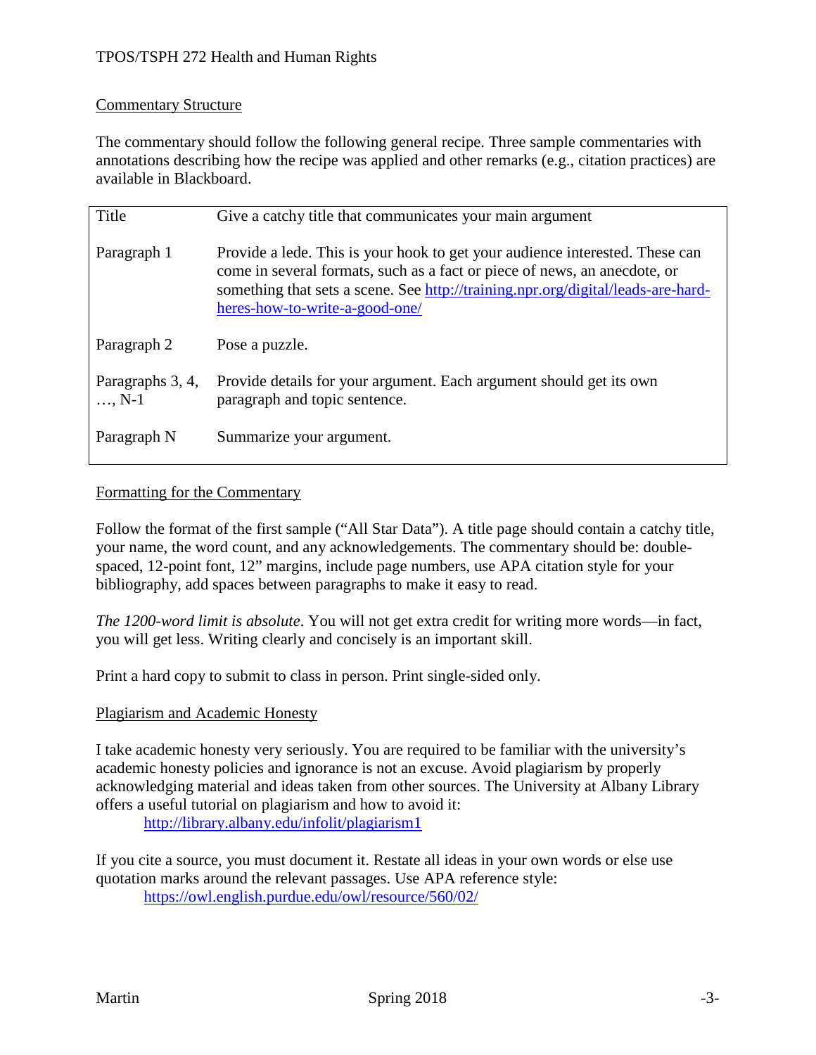TPOS/TSPH 272 Health and Human Rights

## Commentary Structure

The commentary should follow the following general recipe. Three sample commentaries with annotations describing how the recipe was applied and other remarks (e.g., citation practices) are available in Blackboard.

| | |
|---|---|
| Title | Give a catchy title that communicates your main argument |
| Paragraph 1 | Provide a lede. This is your hook to get your audience interested. These can come in several formats, such as a fact or piece of news, an anecdote, or something that sets a scene. See http://training.npr.org/digital/leads-are-hard-heres-how-to-write-a-good-one/ |
| Paragraph 2 | Pose a puzzle. |
| Paragraphs 3, 4, …, N-1 | Provide details for your argument. Each argument should get its own paragraph and topic sentence. |
| Paragraph N | Summarize your argument. |

## Formatting for the Commentary

Follow the format of the first sample ("All Star Data"). A title page should contain a catchy title, your name, the word count, and any acknowledgements. The commentary should be: double-spaced, 12-point font, 12" margins, include page numbers, use APA citation style for your bibliography, add spaces between paragraphs to make it easy to read.

*The 1200-word limit is absolute*. You will not get extra credit for writing more words—in fact, you will get less. Writing clearly and concisely is an important skill.

Print a hard copy to submit to class in person. Print single-sided only.

## Plagiarism and Academic Honesty

I take academic honesty very seriously. You are required to be familiar with the university's academic honesty policies and ignorance is not an excuse. Avoid plagiarism by properly acknowledging material and ideas taken from other sources. The University at Albany Library offers a useful tutorial on plagiarism and how to avoid it:

http://library.albany.edu/infolit/plagiarism1

If you cite a source, you must document it. Restate all ideas in your own words or else use quotation marks around the relevant passages. Use APA reference style:

https://owl.english.purdue.edu/owl/resource/560/02/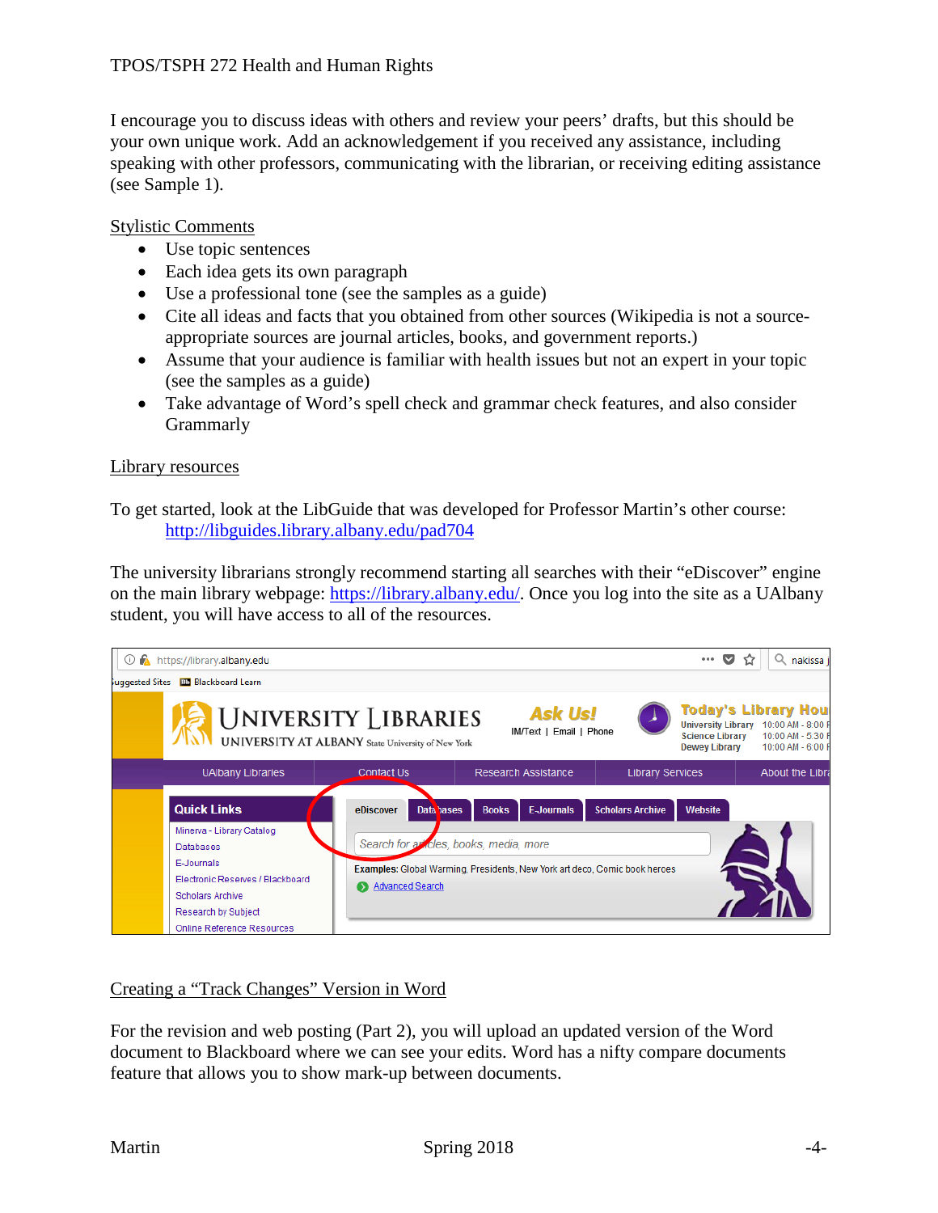I encourage you to discuss ideas with others and review your peers' drafts, but this should be your own unique work. Add an acknowledgement if you received any assistance, including speaking with other professors, communicating with the librarian, or receiving editing assistance (see Sample 1).

## Stylistic Comments

- Use topic sentences
- Each idea gets its own paragraph
- Use a professional tone (see the samples as a guide)
- Cite all ideas and facts that you obtained from other sources (Wikipedia is not a source- appropriate sources are journal articles, books, and government reports.)
- Assume that your audience is familiar with health issues but not an expert in your topic (see the samples as a guide)
- Take advantage of Word's spell check and grammar check features, and also consider Grammarly

## Library resources

To get started, look at the LibGuide that was developed for Professor Martin's other course:
http://libguides.library.albany.edu/pad704

The university librarians strongly recommend starting all searches with their "eDiscover" engine on the main library webpage: https://library.albany.edu/. Once you log into the site as a UAlbany student, you will have access to all of the resources.

## Creating a "Track Changes" Version in Word

For the revision and web posting (Part 2), you will upload an updated version of the Word document to Blackboard where we can see your edits. Word has a nifty compare documents feature that allows you to show mark-up between documents.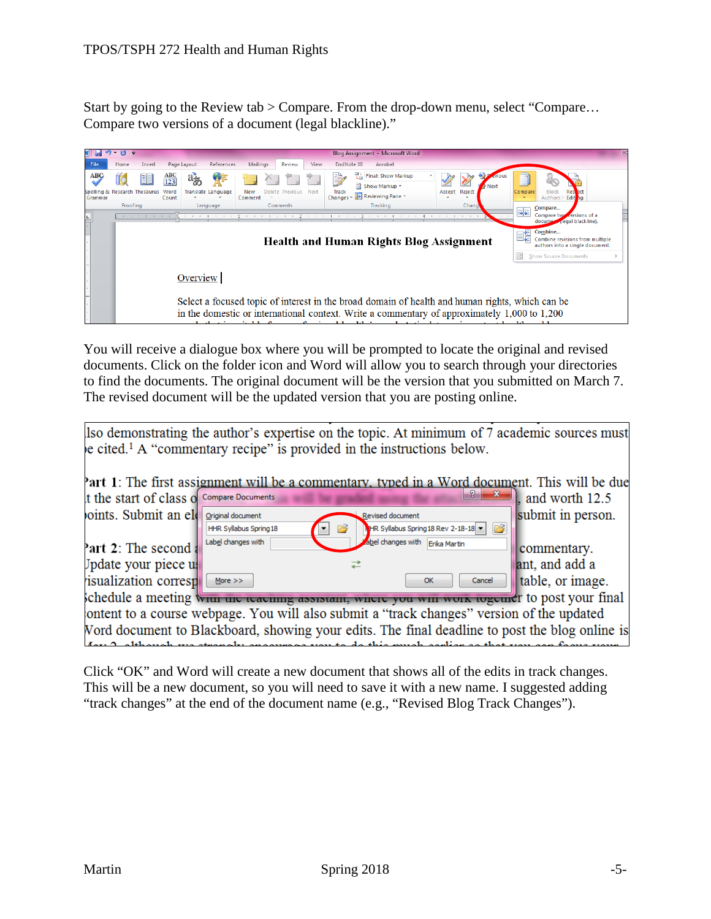Start by going to the Review tab > Compare. From the drop-down menu, select “Compare… Compare two versions of a document (legal blackline).”

You will receive a dialogue box where you will be prompted to locate the original and revised documents. Click on the folder icon and Word will allow you to search through your directories to find the documents. The original document will be the version that you submitted on March 7. The revised document will be the updated version that you are posting online.

Click “OK” and Word will create a new document that shows all of the edits in track changes. This will be a new document, so you will need to save it with a new name. I suggested adding “track changes” at the end of the document name (e.g., “Revised Blog Track Changes”).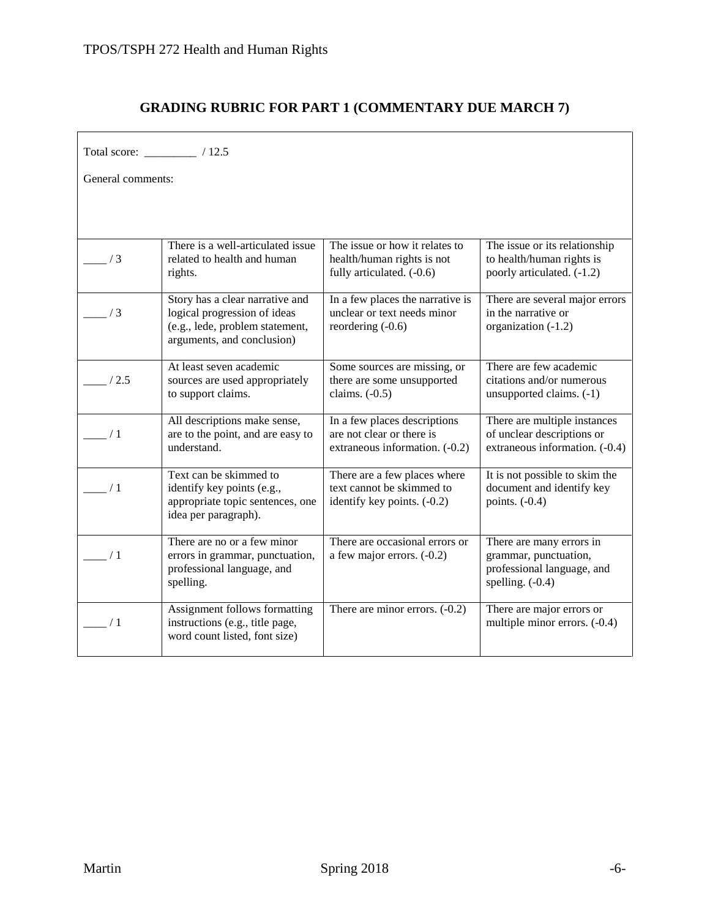## GRADING RUBRIC FOR PART 1 (COMMENTARY DUE MARCH 7)

Total score: _________ / 12.5

General comments:

| Score | | | |
|---|---|---|---|
| ____ / 3 | There is a well-articulated issue related to health and human rights. | The issue or how it relates to health/human rights is not fully articulated. (-0.6) | The issue or its relationship to health/human rights is poorly articulated. (-1.2) |
| ____ / 3 | Story has a clear narrative and logical progression of ideas (e.g., lede, problem statement, arguments, and conclusion) | In a few places the narrative is unclear or text needs minor reordering (-0.6) | There are several major errors in the narrative or organization (-1.2) |
| ____ / 2.5 | At least seven academic sources are used appropriately to support claims. | Some sources are missing, or there are some unsupported claims. (-0.5) | There are few academic citations and/or numerous unsupported claims. (-1) |
| ____ / 1 | All descriptions make sense, are to the point, and are easy to understand. | In a few places descriptions are not clear or there is extraneous information. (-0.2) | There are multiple instances of unclear descriptions or extraneous information. (-0.4) |
| ____ / 1 | Text can be skimmed to identify key points (e.g., appropriate topic sentences, one idea per paragraph). | There are a few places where text cannot be skimmed to identify key points. (-0.2) | It is not possible to skim the document and identify key points. (-0.4) |
| ____ / 1 | There are no or a few minor errors in grammar, punctuation, professional language, and spelling. | There are occasional errors or a few major errors. (-0.2) | There are many errors in grammar, punctuation, professional language, and spelling. (-0.4) |
| ____ / 1 | Assignment follows formatting instructions (e.g., title page, word count listed, font size) | There are minor errors. (-0.2) | There are major errors or multiple minor errors. (-0.4) |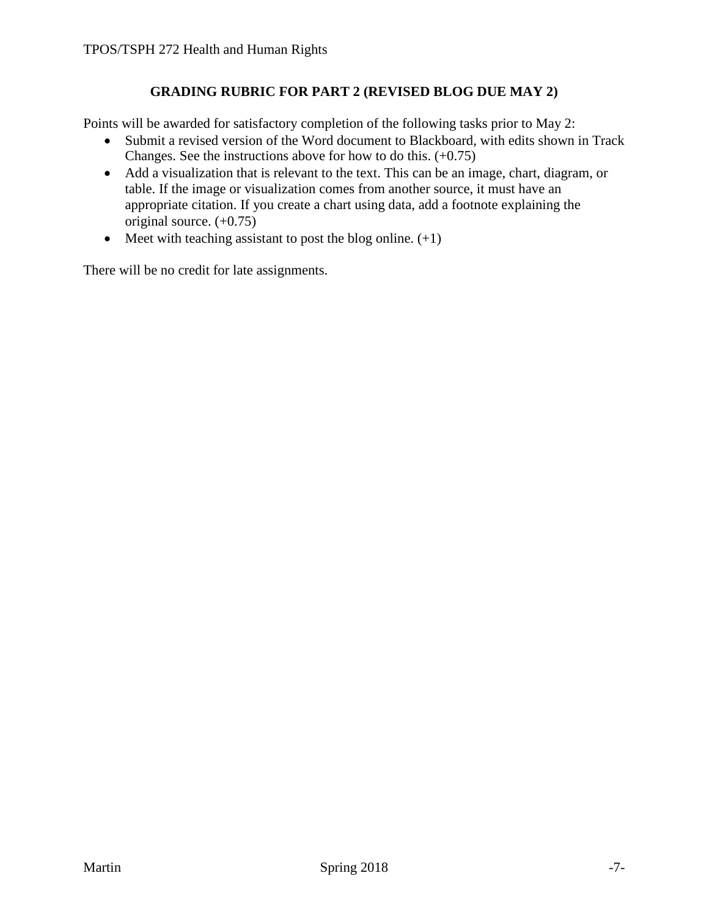## GRADING RUBRIC FOR PART 2 (REVISED BLOG DUE MAY 2)

Points will be awarded for satisfactory completion of the following tasks prior to May 2:

- Submit a revised version of the Word document to Blackboard, with edits shown in Track Changes. See the instructions above for how to do this. (+0.75)
- Add a visualization that is relevant to the text. This can be an image, chart, diagram, or table. If the image or visualization comes from another source, it must have an appropriate citation. If you create a chart using data, add a footnote explaining the original source. (+0.75)
- Meet with teaching assistant to post the blog online. (+1)

There will be no credit for late assignments.